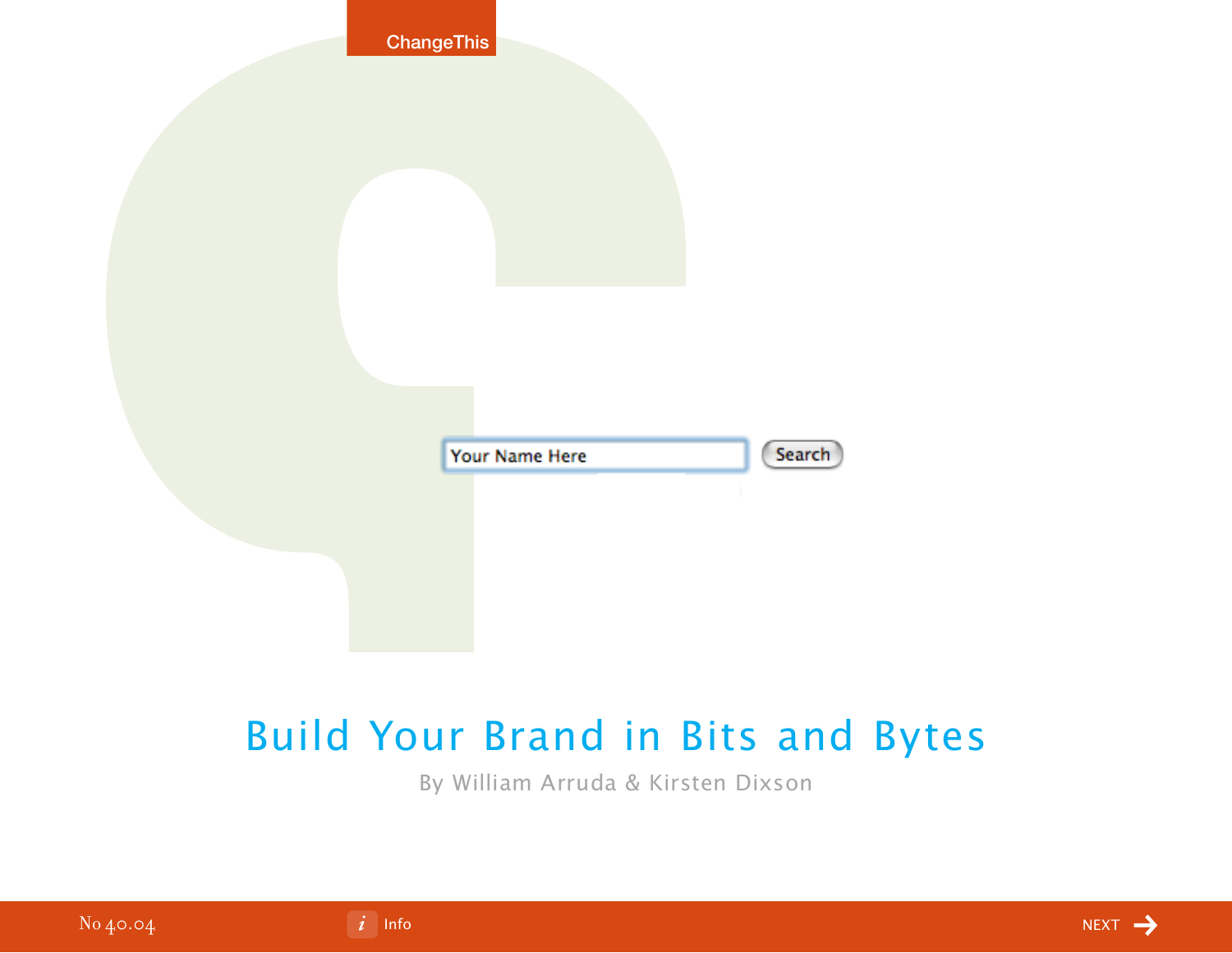ChangeThis

Your Name Here

Search

# Build Your Brand in Bits and Bytes

By William Arruda & Kirsten Dixson

No 40.04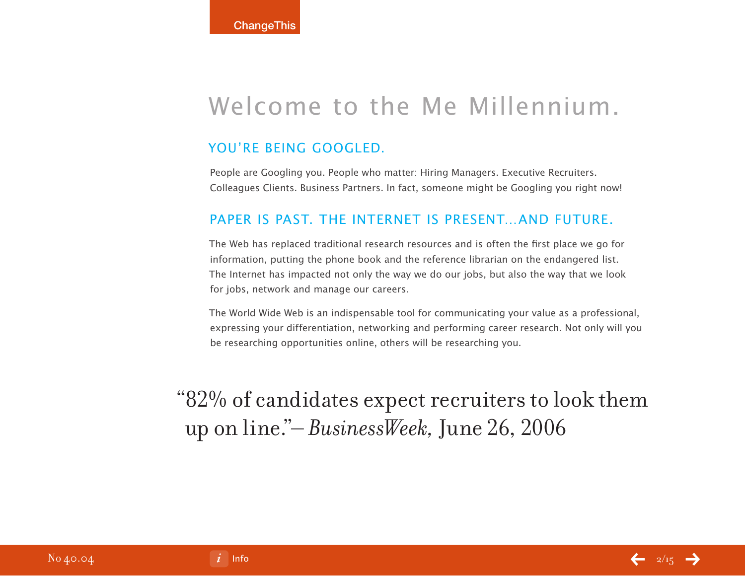# Welcome to the Me Millennium.

## YOU'RE BEING GOOGLED.

People are Googling you. People who matter: Hiring Managers. Executive Recruiters. Colleagues Clients. Business Partners. In fact, someone might be Googling you right now!

## PAPER IS PAST. THE INTERNET IS PRESENT…AND FUTURE.

The Web has replaced traditional research resources and is often the first place we go for information, putting the phone book and the reference librarian on the endangered list. The Internet has impacted not only the way we do our jobs, but also the way that we look for jobs, network and manage our careers.

The World Wide Web is an indispensable tool for communicating your value as a professional, expressing your differentiation, networking and performing career research. Not only will you be researching opportunities online, others will be researching you.

> "82% of candidates expect recruiters to look them up on line."– *BusinessWeek,* June 26, 2006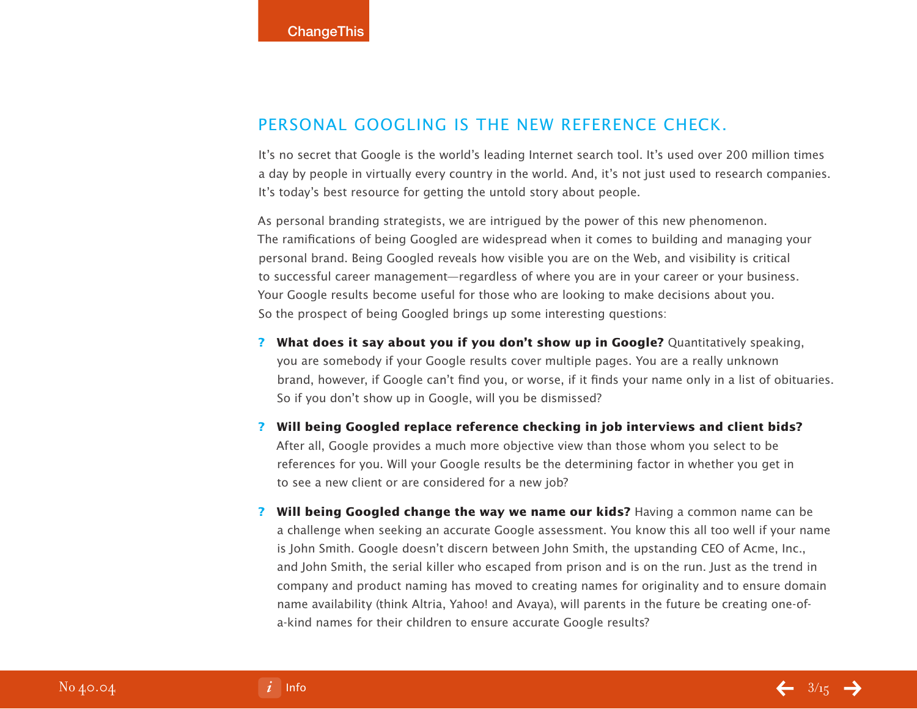## PERSONAL GOOGLING IS THE NEW REFERENCE CHECK.

It's no secret that Google is the world's leading Internet search tool. It's used over 200 million times a day by people in virtually every country in the world. And, it's not just used to research companies. It's today's best resource for getting the untold story about people.

As personal branding strategists, we are intrigued by the power of this new phenomenon. The ramifications of being Googled are widespread when it comes to building and managing your personal brand. Being Googled reveals how visible you are on the Web, and visibility is critical to successful career management—regardless of where you are in your career or your business. Your Google results become useful for those who are looking to make decisions about you. So the prospect of being Googled brings up some interesting questions:

? **What does it say about you if you don't show up in Google?** Quantitatively speaking, you are somebody if your Google results cover multiple pages. You are a really unknown brand, however, if Google can't find you, or worse, if it finds your name only in a list of obituaries. So if you don't show up in Google, will you be dismissed?

? **Will being Googled replace reference checking in job interviews and client bids?** After all, Google provides a much more objective view than those whom you select to be references for you. Will your Google results be the determining factor in whether you get in to see a new client or are considered for a new job?

? **Will being Googled change the way we name our kids?** Having a common name can be a challenge when seeking an accurate Google assessment. You know this all too well if your name is John Smith. Google doesn't discern between John Smith, the upstanding CEO of Acme, Inc., and John Smith, the serial killer who escaped from prison and is on the run. Just as the trend in company and product naming has moved to creating names for originality and to ensure domain name availability (think Altria, Yahoo! and Avaya), will parents in the future be creating one-of-a-kind names for their children to ensure accurate Google results?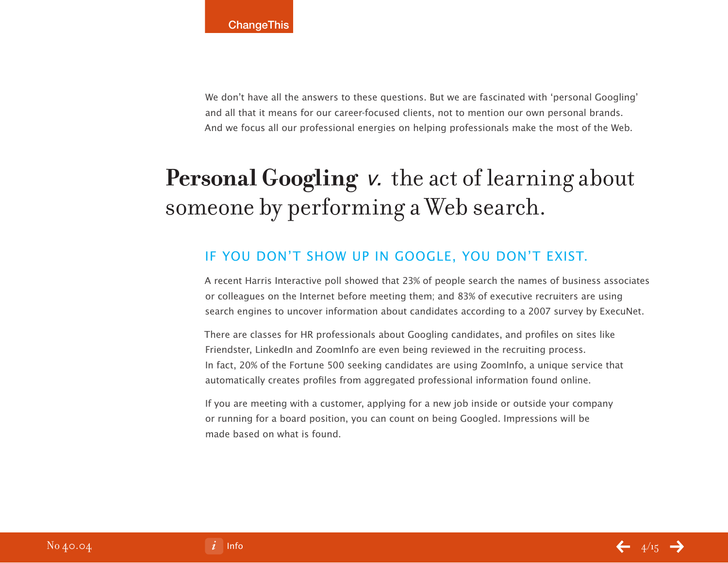We don't have all the answers to these questions. But we are fascinated with 'personal Googling' and all that it means for our career-focused clients, not to mention our own personal brands. And we focus all our professional energies on helping professionals make the most of the Web.

## **Personal Googling** *v.* the act of learning about someone by performing a Web search.

### IF YOU DON'T SHOW UP IN GOOGLE, YOU DON'T EXIST.

A recent Harris Interactive poll showed that 23% of people search the names of business associates or colleagues on the Internet before meeting them; and 83% of executive recruiters are using search engines to uncover information about candidates according to a 2007 survey by ExecuNet.

There are classes for HR professionals about Googling candidates, and profiles on sites like Friendster, LinkedIn and ZoomInfo are even being reviewed in the recruiting process. In fact, 20% of the Fortune 500 seeking candidates are using ZoomInfo, a unique service that automatically creates profiles from aggregated professional information found online.

If you are meeting with a customer, applying for a new job inside or outside your company or running for a board position, you can count on being Googled. Impressions will be made based on what is found.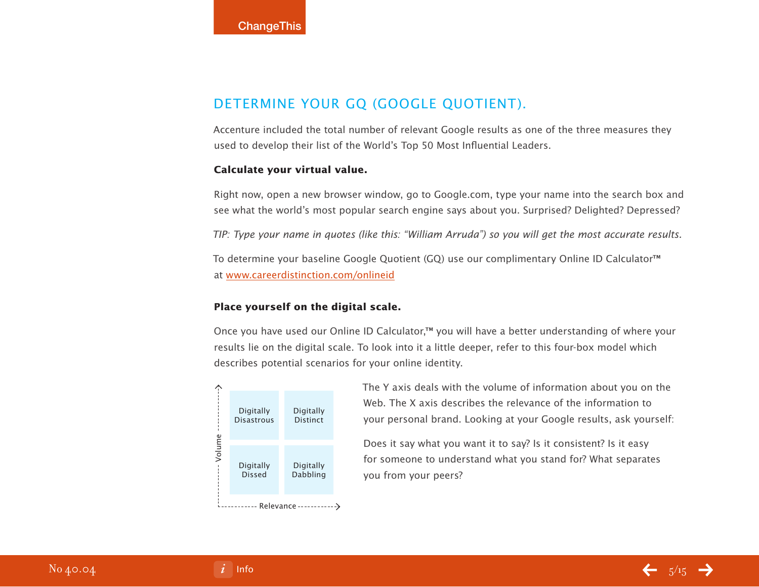## DETERMINE YOUR GQ (GOOGLE QUOTIENT).

Accenture included the total number of relevant Google results as one of the three measures they used to develop their list of the World's Top 50 Most Influential Leaders.

**Calculate your virtual value.**

Right now, open a new browser window, go to Google.com, type your name into the search box and see what the world's most popular search engine says about you. Surprised? Delighted? Depressed?

*TIP: Type your name in quotes (like this: "William Arruda") so you will get the most accurate results.*

To determine your baseline Google Quotient (GQ) use our complimentary Online ID Calculator™ at www.careerdistinction.com/onlineid

**Place yourself on the digital scale.**

Once you have used our Online ID Calculator,™ you will have a better understanding of where your results lie on the digital scale. To look into it a little deeper, refer to this four-box model which describes potential scenarios for your online identity.

| Volume ↑ / Relevance → | Low Relevance | High Relevance |
|---|---|---|
| High Volume | Digitally Disastrous | Digitally Distinct |
| Low Volume | Digitally Dissed | Digitally Dabbling |

The Y axis deals with the volume of information about you on the Web. The X axis describes the relevance of the information to your personal brand. Looking at your Google results, ask yourself:

Does it say what you want it to say? Is it consistent? Is it easy for someone to understand what you stand for? What separates you from your peers?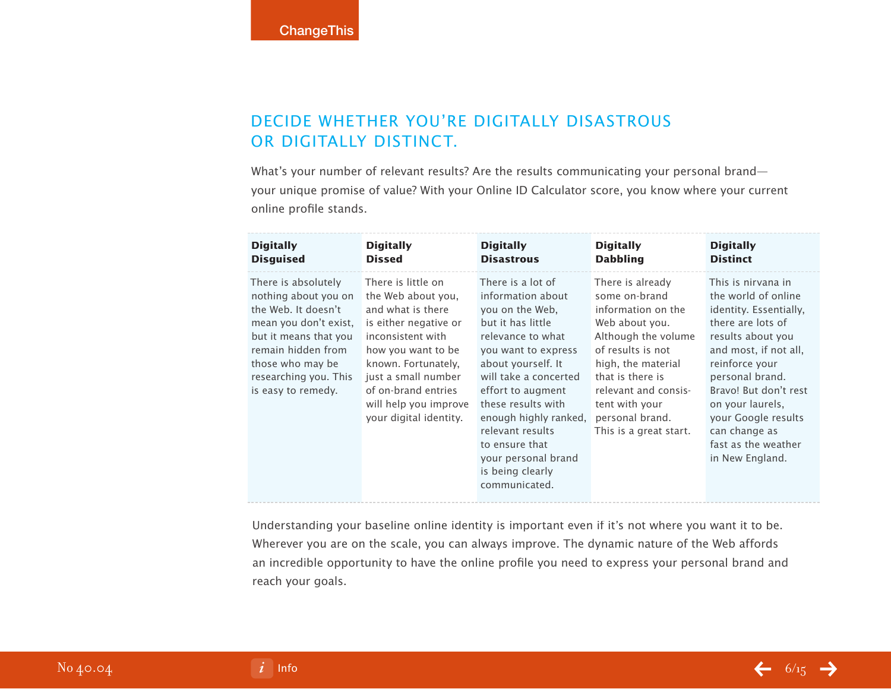## DECIDE WHETHER YOU'RE DIGITALLY DISASTROUS OR DIGITALLY DISTINCT.

What's your number of relevant results? Are the results communicating your personal brand—your unique promise of value? With your Online ID Calculator score, you know where your current online profile stands.

| Digitally Disguised | Digitally Dissed | Digitally Disastrous | Digitally Dabbling | Digitally Distinct |
|---|---|---|---|---|
| There is absolutely nothing about you on the Web. It doesn't mean you don't exist, but it means that you remain hidden from those who may be researching you. This is easy to remedy. | There is little on the Web about you, and what is there is either negative or inconsistent with how you want to be known. Fortunately, just a small number of on-brand entries will help you improve your digital identity. | There is a lot of information about you on the Web, but it has little relevance to what you want to express about yourself. It will take a concerted effort to augment these results with enough highly ranked, relevant results to ensure that your personal brand is being clearly communicated. | There is already some on-brand information on the Web about you. Although the volume of results is not high, the material that is there is relevant and consistent with your personal brand. This is a great start. | This is nirvana in the world of online identity. Essentially, there are lots of results about you and most, if not all, reinforce your personal brand. Bravo! But don't rest on your laurels, your Google results can change as fast as the weather in New England. |

Understanding your baseline online identity is important even if it's not where you want it to be. Wherever you are on the scale, you can always improve. The dynamic nature of the Web affords an incredible opportunity to have the online profile you need to express your personal brand and reach your goals.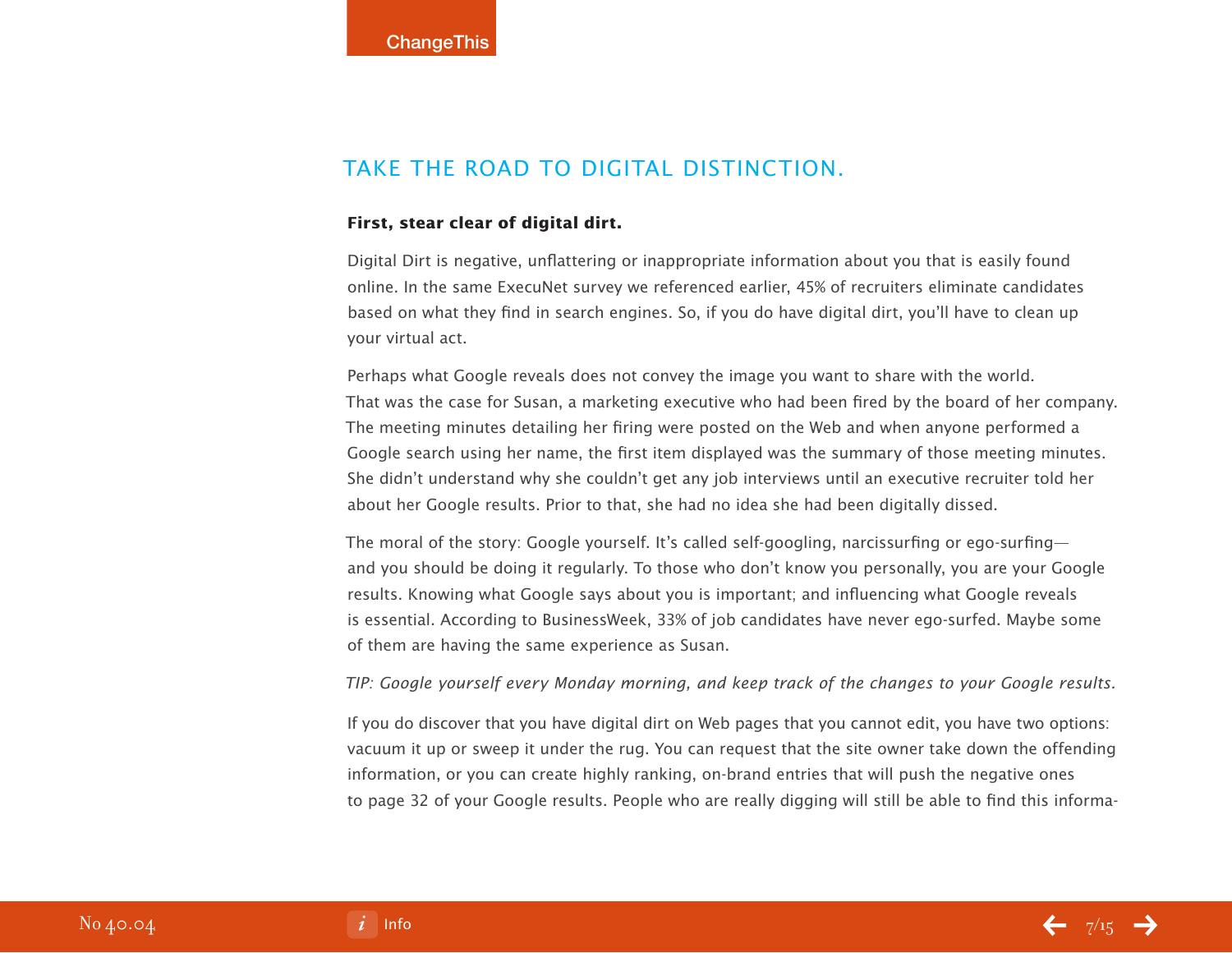## TAKE THE ROAD TO DIGITAL DISTINCTION.

**First, stear clear of digital dirt.**

Digital Dirt is negative, unflattering or inappropriate information about you that is easily found online. In the same ExecuNet survey we referenced earlier, 45% of recruiters eliminate candidates based on what they find in search engines. So, if you do have digital dirt, you'll have to clean up your virtual act.

Perhaps what Google reveals does not convey the image you want to share with the world. That was the case for Susan, a marketing executive who had been fired by the board of her company. The meeting minutes detailing her firing were posted on the Web and when anyone performed a Google search using her name, the first item displayed was the summary of those meeting minutes. She didn't understand why she couldn't get any job interviews until an executive recruiter told her about her Google results. Prior to that, she had no idea she had been digitally dissed.

The moral of the story: Google yourself. It's called self-googling, narcissurfing or ego-surfing— and you should be doing it regularly. To those who don't know you personally, you are your Google results. Knowing what Google says about you is important; and influencing what Google reveals is essential. According to BusinessWeek, 33% of job candidates have never ego-surfed. Maybe some of them are having the same experience as Susan.

*TIP: Google yourself every Monday morning, and keep track of the changes to your Google results.*

If you do discover that you have digital dirt on Web pages that you cannot edit, you have two options: vacuum it up or sweep it under the rug. You can request that the site owner take down the offending information, or you can create highly ranking, on-brand entries that will push the negative ones to page 32 of your Google results. People who are really digging will still be able to find this informa-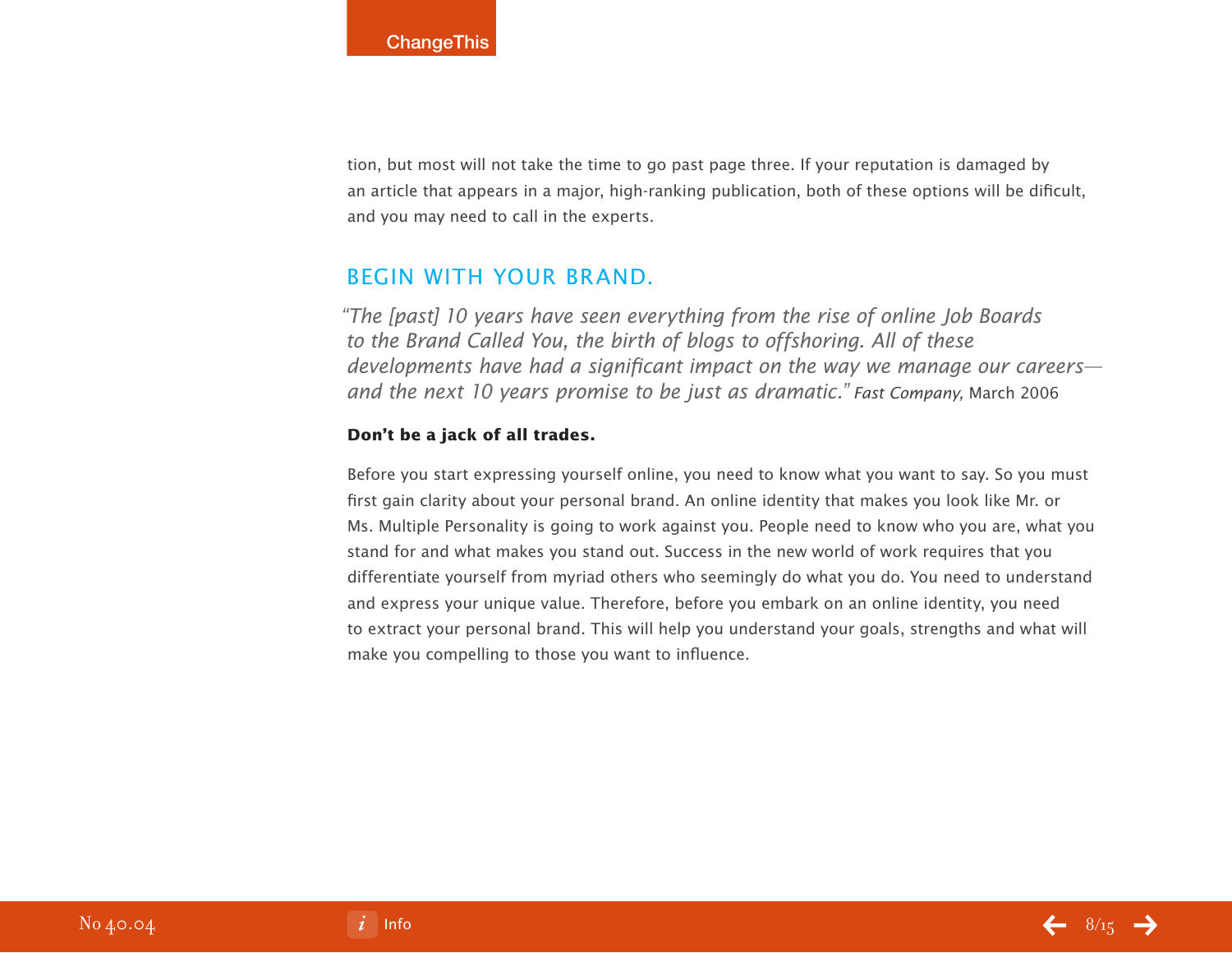tion, but most will not take the time to go past page three. If your reputation is damaged by an article that appears in a major, high-ranking publication, both of these options will be dificult, and you may need to call in the experts.

## BEGIN WITH YOUR BRAND.

*"The [past] 10 years have seen everything from the rise of online Job Boards to the Brand Called You, the birth of blogs to offshoring. All of these developments have had a significant impact on the way we manage our careers—and the next 10 years promise to be just as dramatic."* *Fast Company,* March 2006

**Don't be a jack of all trades.**

Before you start expressing yourself online, you need to know what you want to say. So you must first gain clarity about your personal brand. An online identity that makes you look like Mr. or Ms. Multiple Personality is going to work against you. People need to know who you are, what you stand for and what makes you stand out. Success in the new world of work requires that you differentiate yourself from myriad others who seemingly do what you do. You need to understand and express your unique value. Therefore, before you embark on an online identity, you need to extract your personal brand. This will help you understand your goals, strengths and what will make you compelling to those you want to influence.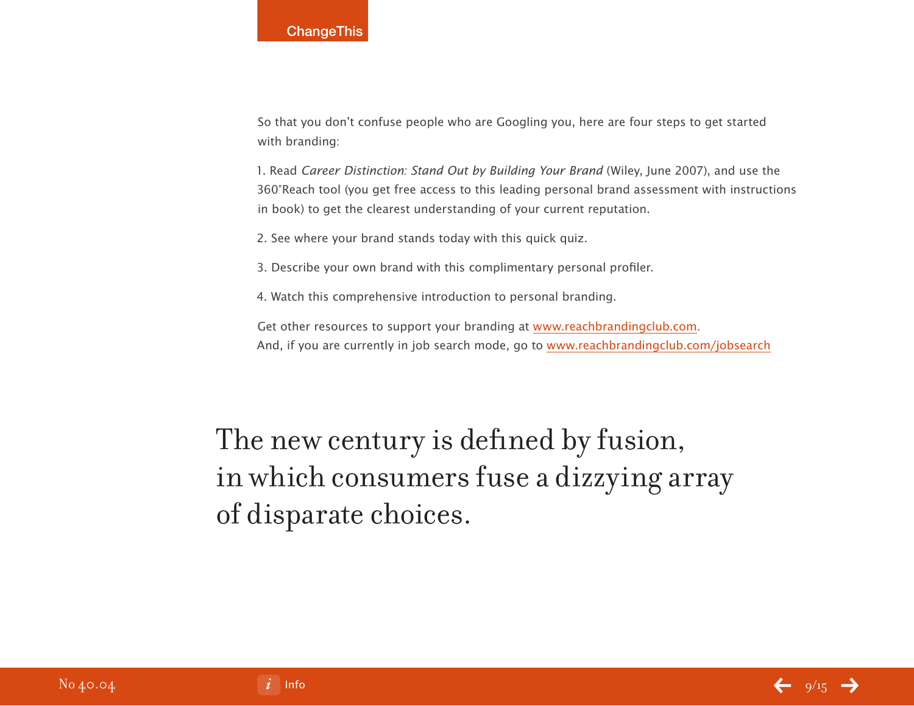So that you don't confuse people who are Googling you, here are four steps to get started with branding:

1. Read *Career Distinction: Stand Out by Building Your Brand* (Wiley, June 2007), and use the 360°Reach tool (you get free access to this leading personal brand assessment with instructions in book) to get the clearest understanding of your current reputation.

2. See where your brand stands today with this quick quiz.

3. Describe your own brand with this complimentary personal profiler.

4. Watch this comprehensive introduction to personal branding.

Get other resources to support your branding at www.reachbrandingclub.com.
And, if you are currently in job search mode, go to www.reachbrandingclub.com/jobsearch

## The new century is defined by fusion, in which consumers fuse a dizzying array of disparate choices.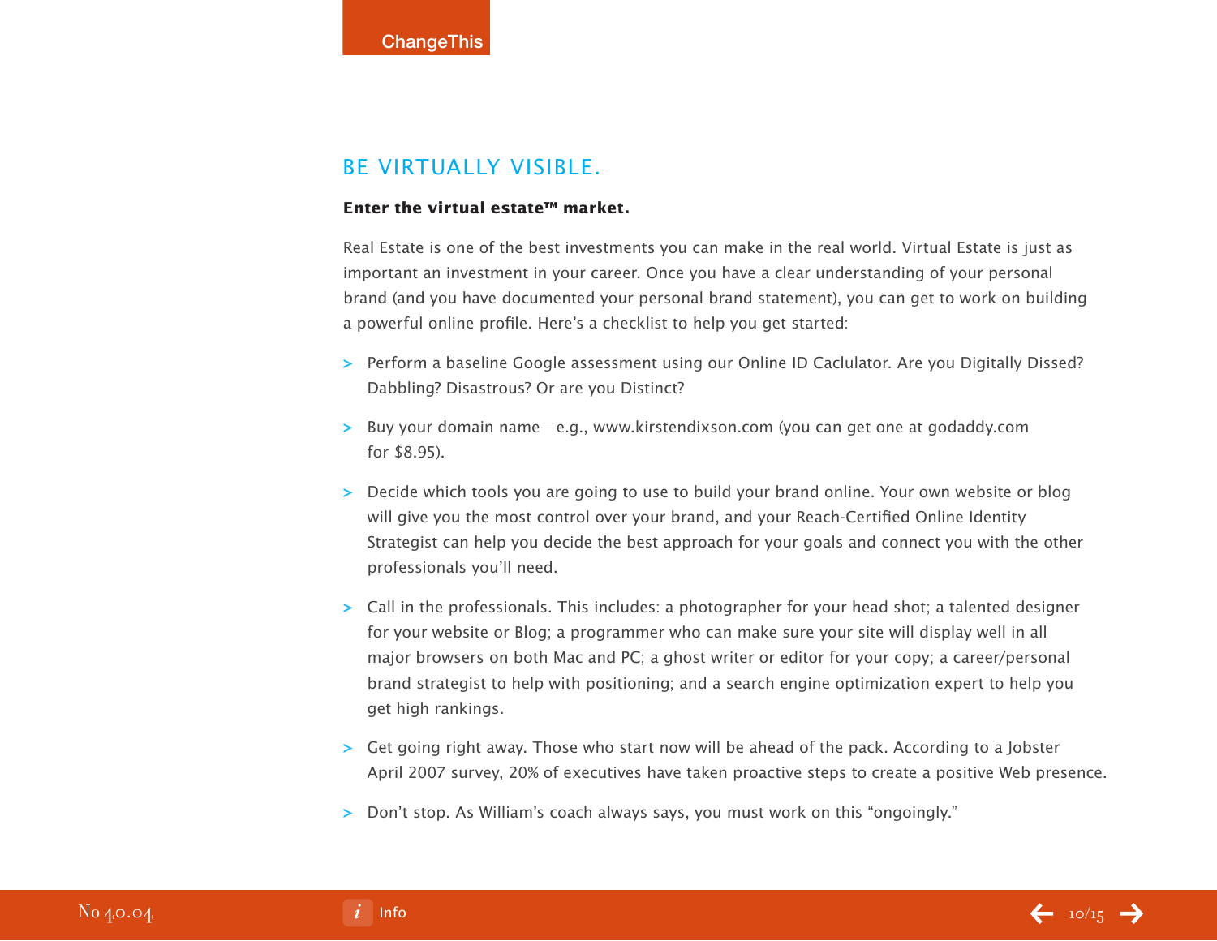## BE VIRTUALLY VISIBLE.

**Enter the virtual estate™ market.**

Real Estate is one of the best investments you can make in the real world. Virtual Estate is just as important an investment in your career. Once you have a clear understanding of your personal brand (and you have documented your personal brand statement), you can get to work on building a powerful online profile. Here's a checklist to help you get started:

- Perform a baseline Google assessment using our Online ID Caclulator. Are you Digitally Dissed? Dabbling? Disastrous? Or are you Distinct?
- Buy your domain name—e.g., www.kirstendixson.com (you can get one at godaddy.com for $8.95).
- Decide which tools you are going to use to build your brand online. Your own website or blog will give you the most control over your brand, and your Reach-Certified Online Identity Strategist can help you decide the best approach for your goals and connect you with the other professionals you'll need.
- Call in the professionals. This includes: a photographer for your head shot; a talented designer for your website or Blog; a programmer who can make sure your site will display well in all major browsers on both Mac and PC; a ghost writer or editor for your copy; a career/personal brand strategist to help with positioning; and a search engine optimization expert to help you get high rankings.
- Get going right away. Those who start now will be ahead of the pack. According to a Jobster April 2007 survey, 20% of executives have taken proactive steps to create a positive Web presence.
- Don't stop. As William's coach always says, you must work on this "ongoingly."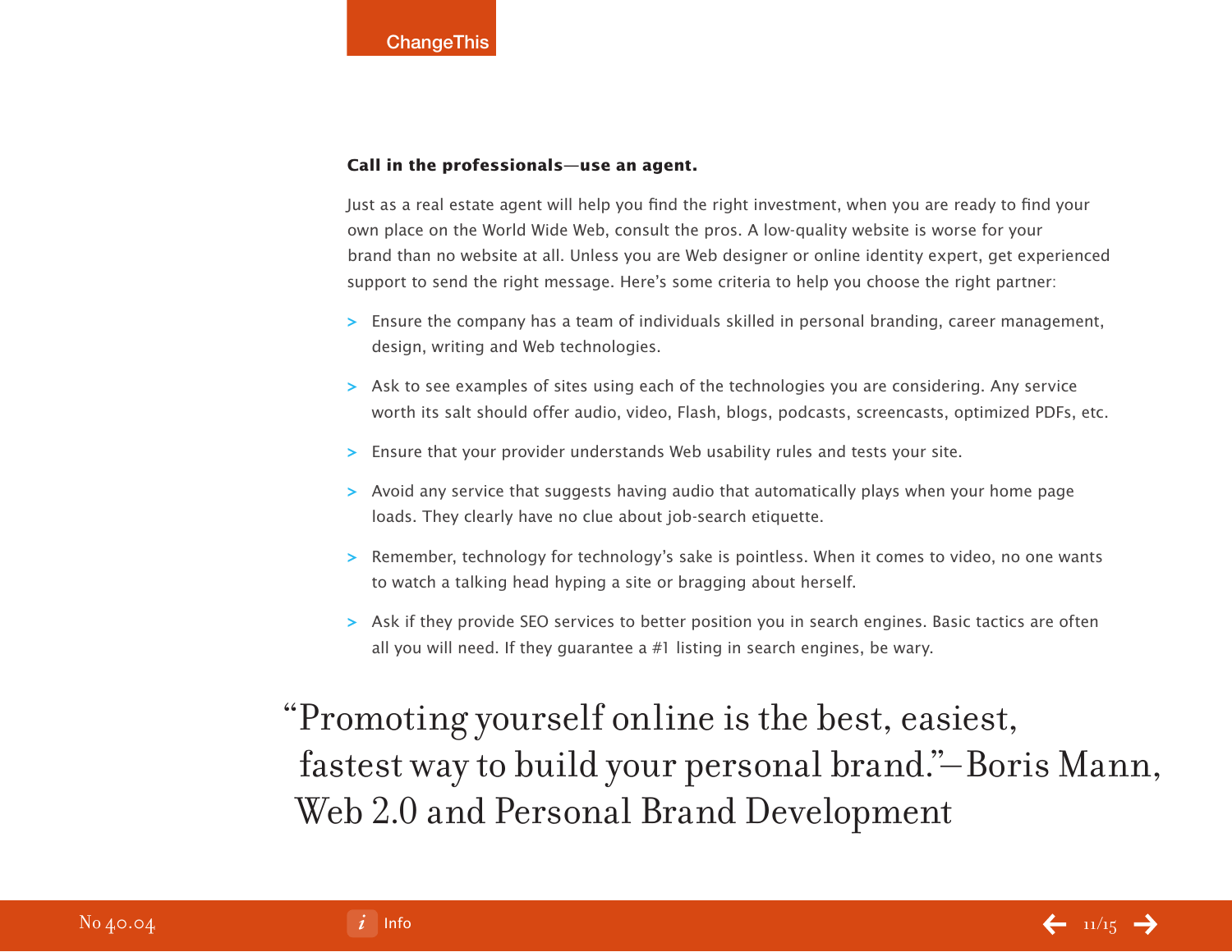**Call in the professionals—use an agent.**

Just as a real estate agent will help you find the right investment, when you are ready to find your own place on the World Wide Web, consult the pros. A low-quality website is worse for your brand than no website at all. Unless you are Web designer or online identity expert, get experienced support to send the right message. Here's some criteria to help you choose the right partner:

- Ensure the company has a team of individuals skilled in personal branding, career management, design, writing and Web technologies.
- Ask to see examples of sites using each of the technologies you are considering. Any service worth its salt should offer audio, video, Flash, blogs, podcasts, screencasts, optimized PDFs, etc.
- Ensure that your provider understands Web usability rules and tests your site.
- Avoid any service that suggests having audio that automatically plays when your home page loads. They clearly have no clue about job-search etiquette.
- Remember, technology for technology's sake is pointless. When it comes to video, no one wants to watch a talking head hyping a site or bragging about herself.
- Ask if they provide SEO services to better position you in search engines. Basic tactics are often all you will need. If they guarantee a #1 listing in search engines, be wary.

> "Promoting yourself online is the best, easiest, fastest way to build your personal brand."—Boris Mann, Web 2.0 and Personal Brand Development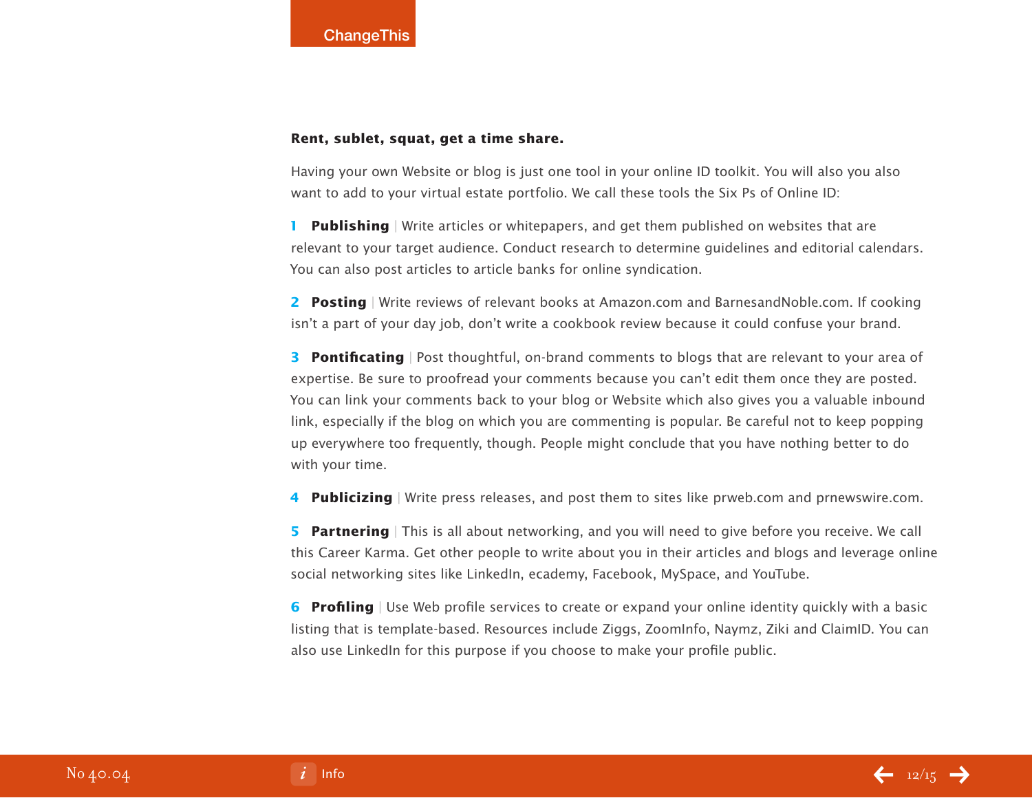**Rent, sublet, squat, get a time share.**

Having your own Website or blog is just one tool in your online ID toolkit. You will also you also want to add to your virtual estate portfolio. We call these tools the Six Ps of Online ID:

1 **Publishing** | Write articles or whitepapers, and get them published on websites that are relevant to your target audience. Conduct research to determine guidelines and editorial calendars. You can also post articles to article banks for online syndication.

2 **Posting** | Write reviews of relevant books at Amazon.com and BarnesandNoble.com. If cooking isn't a part of your day job, don't write a cookbook review because it could confuse your brand.

3 **Pontificating** | Post thoughtful, on-brand comments to blogs that are relevant to your area of expertise. Be sure to proofread your comments because you can't edit them once they are posted. You can link your comments back to your blog or Website which also gives you a valuable inbound link, especially if the blog on which you are commenting is popular. Be careful not to keep popping up everywhere too frequently, though. People might conclude that you have nothing better to do with your time.

4 **Publicizing** | Write press releases, and post them to sites like prweb.com and prnewswire.com.

5 **Partnering** | This is all about networking, and you will need to give before you receive. We call this Career Karma. Get other people to write about you in their articles and blogs and leverage online social networking sites like LinkedIn, ecademy, Facebook, MySpace, and YouTube.

6 **Profiling** | Use Web profile services to create or expand your online identity quickly with a basic listing that is template-based. Resources include Ziggs, ZoomInfo, Naymz, Ziki and ClaimID. You can also use LinkedIn for this purpose if you choose to make your profile public.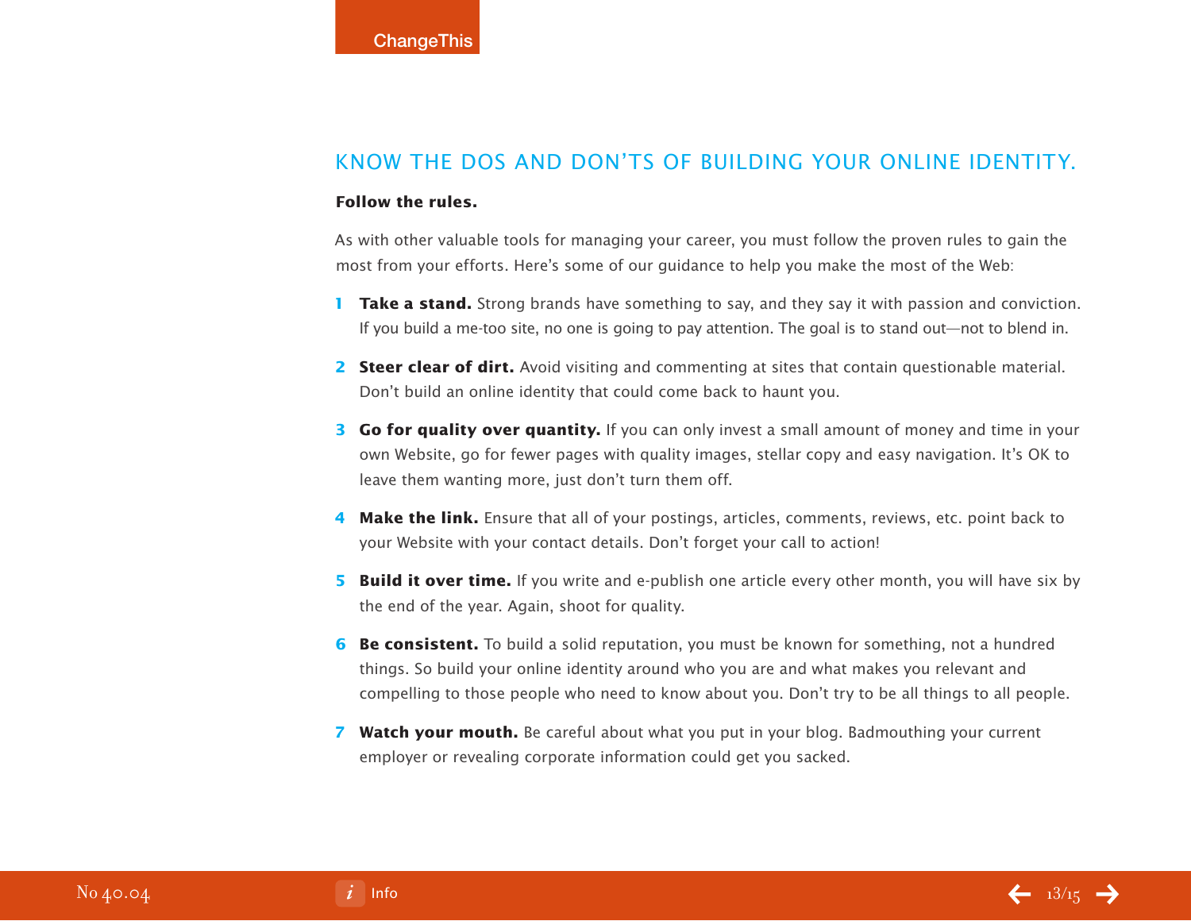## KNOW THE DOS AND DON'TS OF BUILDING YOUR ONLINE IDENTITY.

**Follow the rules.**

As with other valuable tools for managing your career, you must follow the proven rules to gain the most from your efforts. Here's some of our guidance to help you make the most of the Web:

1. **Take a stand.** Strong brands have something to say, and they say it with passion and conviction. If you build a me-too site, no one is going to pay attention. The goal is to stand out—not to blend in.
2. **Steer clear of dirt.** Avoid visiting and commenting at sites that contain questionable material. Don't build an online identity that could come back to haunt you.
3. **Go for quality over quantity.** If you can only invest a small amount of money and time in your own Website, go for fewer pages with quality images, stellar copy and easy navigation. It's OK to leave them wanting more, just don't turn them off.
4. **Make the link.** Ensure that all of your postings, articles, comments, reviews, etc. point back to your Website with your contact details. Don't forget your call to action!
5. **Build it over time.** If you write and e-publish one article every other month, you will have six by the end of the year. Again, shoot for quality.
6. **Be consistent.** To build a solid reputation, you must be known for something, not a hundred things. So build your online identity around who you are and what makes you relevant and compelling to those people who need to know about you. Don't try to be all things to all people.
7. **Watch your mouth.** Be careful about what you put in your blog. Badmouthing your current employer or revealing corporate information could get you sacked.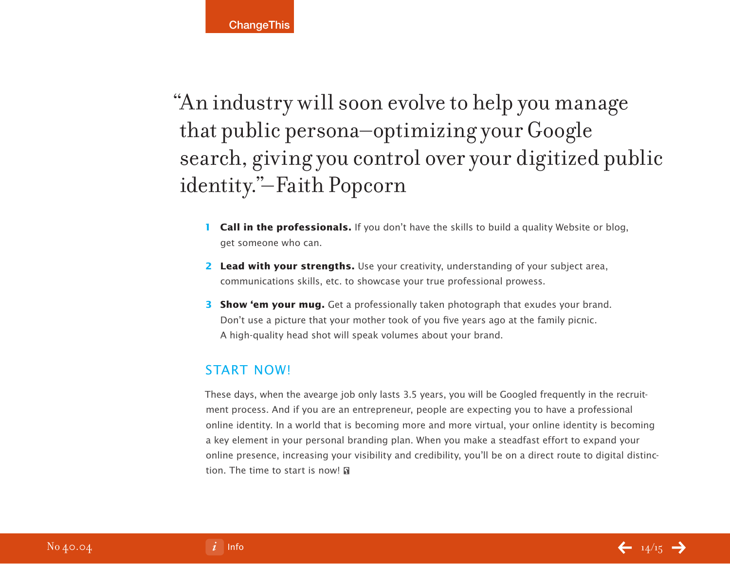> "An industry will soon evolve to help you manage that public persona—optimizing your Google search, giving you control over your digitized public identity."—Faith Popcorn

1. **Call in the professionals.** If you don't have the skills to build a quality Website or blog, get someone who can.
2. **Lead with your strengths.** Use your creativity, understanding of your subject area, communications skills, etc. to showcase your true professional prowess.
3. **Show 'em your mug.** Get a professionally taken photograph that exudes your brand. Don't use a picture that your mother took of you five years ago at the family picnic. A high-quality head shot will speak volumes about your brand.

## START NOW!

These days, when the avearge job only lasts 3.5 years, you will be Googled frequently in the recruitment process. And if you are an entrepreneur, people are expecting you to have a professional online identity. In a world that is becoming more and more virtual, your online identity is becoming a key element in your personal branding plan. When you make a steadfast effort to expand your online presence, increasing your visibility and credibility, you'll be on a direct route to digital distinction. The time to start is now!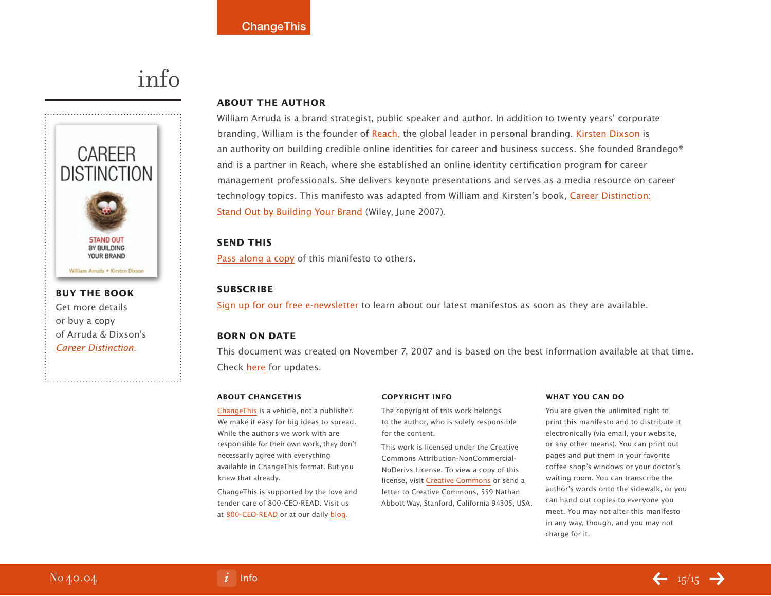# info

**BUY THE BOOK**

Get more details or buy a copy of Arruda & Dixson's *Career Distinction*.

## ABOUT THE AUTHOR

William Arruda is a brand strategist, public speaker and author. In addition to twenty years' corporate branding, William is the founder of Reach, the global leader in personal branding. Kirsten Dixson is an authority on building credible online identities for career and business success. She founded Brandego® and is a partner in Reach, where she established an online identity certification program for career management professionals. She delivers keynote presentations and serves as a media resource on career technology topics. This manifesto was adapted from William and Kirsten's book, Career Distinction: Stand Out by Building Your Brand (Wiley, June 2007).

## SEND THIS

Pass along a copy of this manifesto to others.

## SUBSCRIBE

Sign up for our free e-newsletter to learn about our latest manifestos as soon as they are available.

## BORN ON DATE

This document was created on November 7, 2007 and is based on the best information available at that time. Check here for updates.

### ABOUT CHANGETHIS

ChangeThis is a vehicle, not a publisher. We make it easy for big ideas to spread. While the authors we work with are responsible for their own work, they don't necessarily agree with everything available in ChangeThis format. But you knew that already.

ChangeThis is supported by the love and tender care of 800-CEO-READ. Visit us at 800-CEO-READ or at our daily blog.

### COPYRIGHT INFO

The copyright of this work belongs to the author, who is solely responsible for the content.

This work is licensed under the Creative Commons Attribution-NonCommercial-NoDerivs License. To view a copy of this license, visit Creative Commons or send a letter to Creative Commons, 559 Nathan Abbott Way, Stanford, California 94305, USA.

### WHAT YOU CAN DO

You are given the unlimited right to print this manifesto and to distribute it electronically (via email, your website, or any other means). You can print out pages and put them in your favorite coffee shop's windows or your doctor's waiting room. You can transcribe the author's words onto the sidewalk, or you can hand out copies to everyone you meet. You may not alter this manifesto in any way, though, and you may not charge for it.